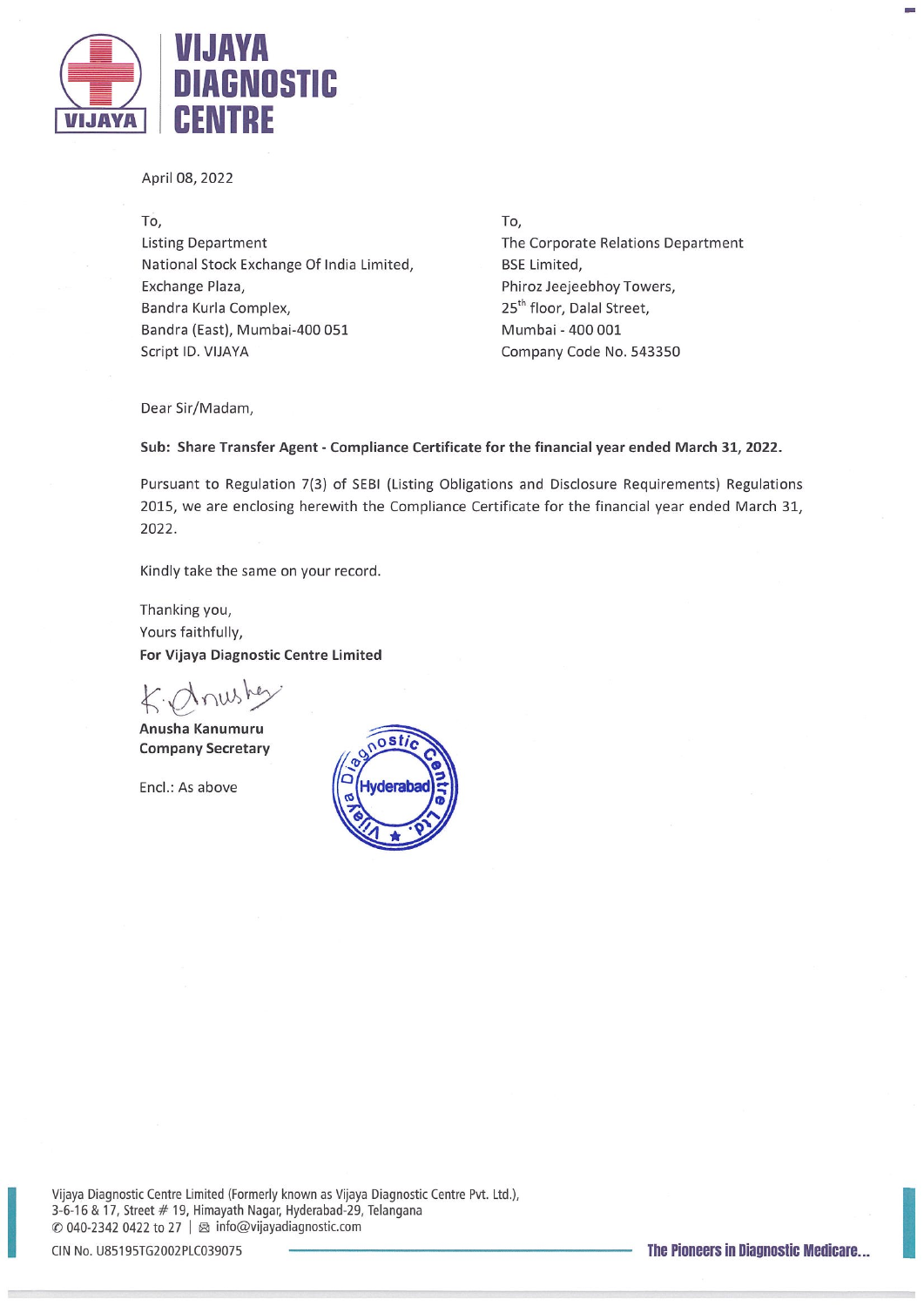April 08, 2022

To,
Listing Department
National Stock Exchange Of India Limited,
Exchange Plaza,
Bandra Kurla Complex,
Bandra (East), Mumbai-400 051
Script ID. VIJAYA

To,
The Corporate Relations Department
BSE Limited,
Phiroz Jeejeebhoy Towers,
25th floor, Dalal Street,
Mumbai - 400 001
Company Code No. 543350

Dear Sir/Madam,

**Sub: Share Transfer Agent - Compliance Certificate for the financial year ended March 31, 2022.**

Pursuant to Regulation 7(3) of SEBI (Listing Obligations and Disclosure Requirements) Regulations 2015, we are enclosing herewith the Compliance Certificate for the financial year ended March 31, 2022.

Kindly take the same on your record.

Thanking you,
Yours faithfully,
**For Vijaya Diagnostic Centre Limited**

**Anusha Kanumuru**
**Company Secretary**

Encl.: As above

Vijaya Diagnostic Centre Limited (Formerly known as Vijaya Diagnostic Centre Pvt. Ltd.),
3-6-16 & 17, Street # 19, Himayath Nagar, Hyderabad-29, Telangana
040-2342 0422 to 27 | info@vijayadiagnostic.com
CIN No. U85195TG2002PLC039075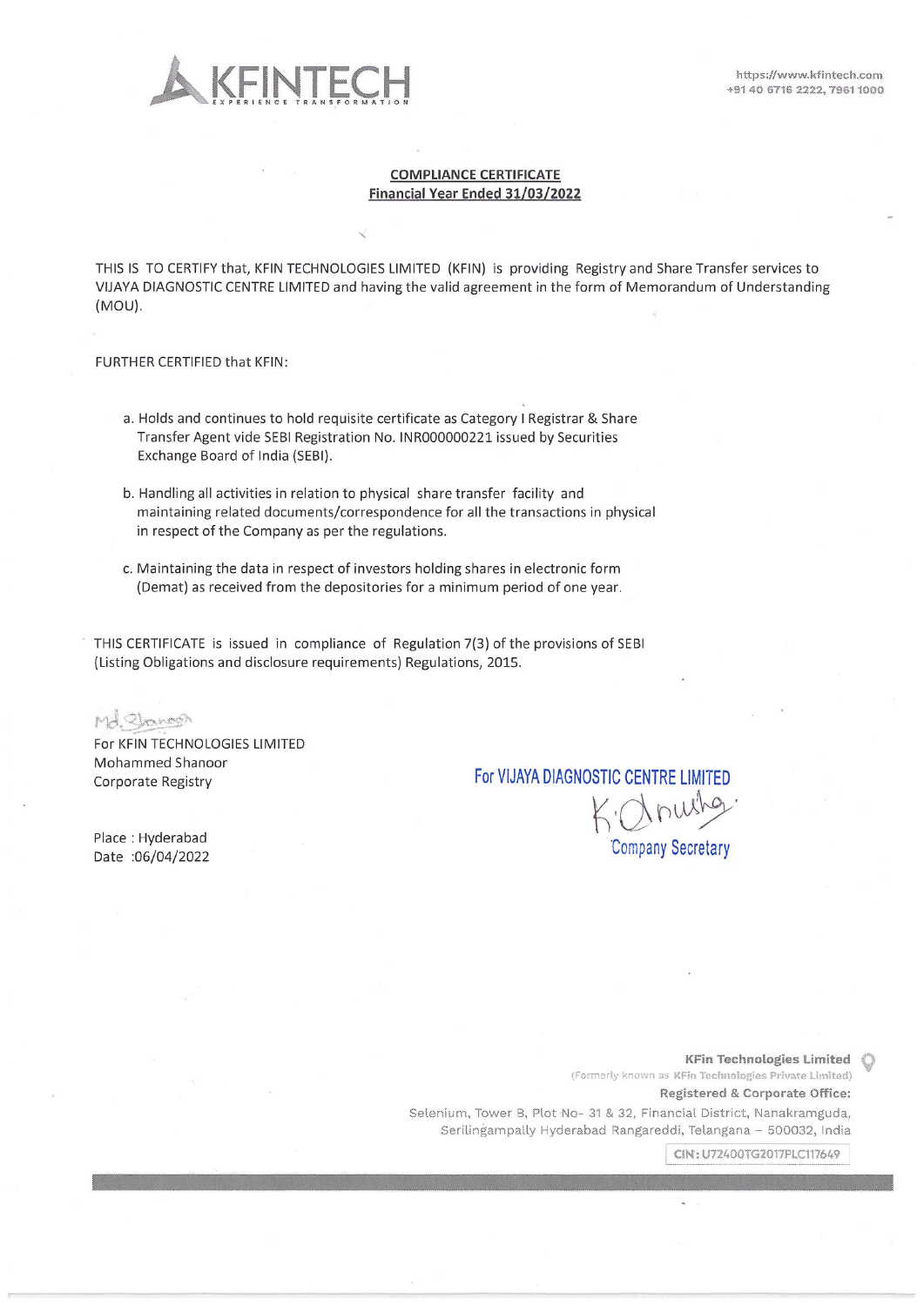## COMPLIANCE CERTIFICATE
## Financial Year Ended 31/03/2022

THIS IS TO CERTIFY that, KFIN TECHNOLOGIES LIMITED (KFIN) is providing Registry and Share Transfer services to VIJAYA DIAGNOSTIC CENTRE LIMITED and having the valid agreement in the form of Memorandum of Understanding (MOU).

FURTHER CERTIFIED that KFIN:

a. Holds and continues to hold requisite certificate as Category I Registrar & Share Transfer Agent vide SEBI Registration No. INR000000221 issued by Securities Exchange Board of India (SEBI).

b. Handling all activities in relation to physical share transfer facility and maintaining related documents/correspondence for all the transactions in physical in respect of the Company as per the regulations.

c. Maintaining the data in respect of investors holding shares in electronic form (Demat) as received from the depositories for a minimum period of one year.

THIS CERTIFICATE is issued in compliance of Regulation 7(3) of the provisions of SEBI (Listing Obligations and disclosure requirements) Regulations, 2015.

For KFIN TECHNOLOGIES LIMITED
Mohammed Shanoor
Corporate Registry

For VIJAYA DIAGNOSTIC CENTRE LIMITED
Company Secretary

Place : Hyderabad
Date :06/04/2022

**KFin Technologies Limited**
(Formerly known as KFin Technologies Private Limited)
Registered & Corporate Office:
Selenium, Tower B, Plot No- 31 & 32, Financial District, Nanakramguda, Serilingampally Hyderabad Rangareddi, Telangana – 500032, India
CIN: U72400TG2017PLC117649